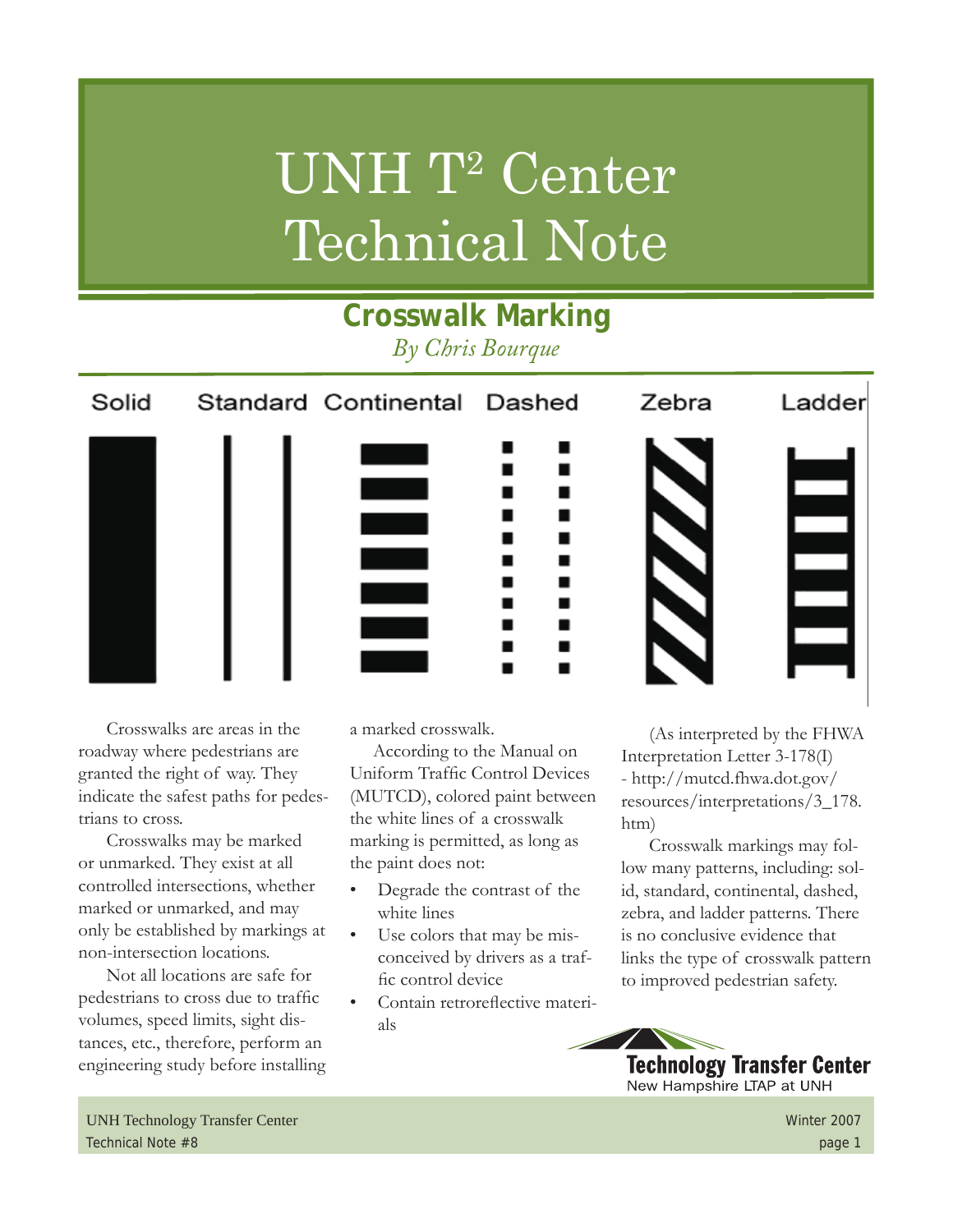# UNH T² Center Technical Note

## Crosswalk Marking

*By Chris Bourque*

Solid Standard Continental Dashed Zebra Ladder

Crosswalks are areas in the roadway where pedestrians are granted the right of way. They indicate the safest paths for pedestrians to cross.

Crosswalks may be marked or unmarked. They exist at all controlled intersections, whether marked or unmarked, and may only be established by markings at non-intersection locations.

Not all locations are safe for pedestrians to cross due to traffic volumes, speed limits, sight distances, etc., therefore, perform an engineering study before installing a marked crosswalk.

According to the Manual on Uniform Traffic Control Devices (MUTCD), colored paint between the white lines of a crosswalk marking is permitted, as long as the paint does not:

- Degrade the contrast of the white lines
- Use colors that may be misconceived by drivers as a traffic control device
- Contain retroreflective materials

(As interpreted by the FHWA Interpretation Letter 3-178(I) - http://mutcd.fhwa.dot.gov/resources/interpretations/3_178.htm)

Crosswalk markings may follow many patterns, including: solid, standard, continental, dashed, zebra, and ladder patterns. There is no conclusive evidence that links the type of crosswalk pattern to improved pedestrian safety.

**Technology Transfer Center**
New Hampshire LTAP at UNH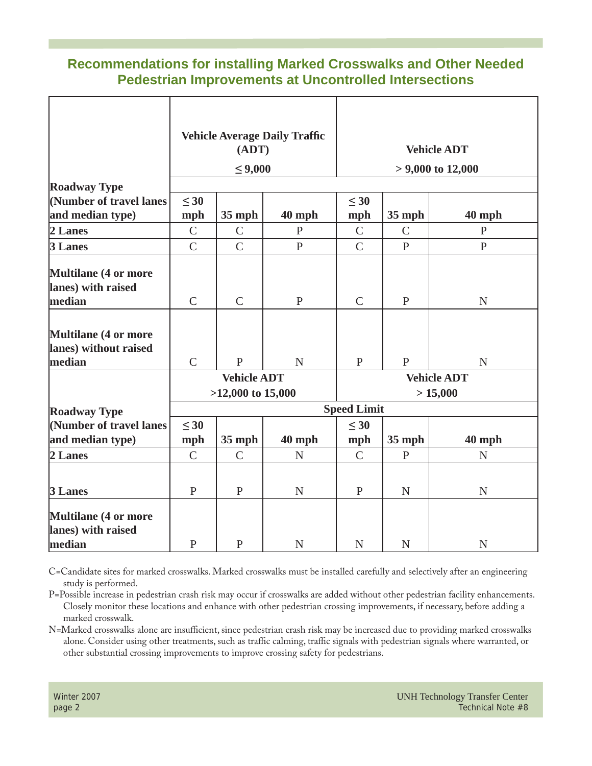## Recommendations for installing Marked Crosswalks and Other Needed Pedestrian Improvements at Uncontrolled Intersections

| Roadway Type (Number of travel lanes and median type) | Vehicle Average Daily Traffic (ADT) $\leq$ 9,000 | | | Vehicle ADT > 9,000 to 12,000 | | |
|---|---|---|---|---|---|---|
| | $\leq$ 30 mph | 35 mph | 40 mph | $\leq$ 30 mph | 35 mph | 40 mph |
| 2 Lanes | C | C | P | C | C | P |
| 3 Lanes | C | C | P | C | P | P |
| Multilane (4 or more lanes) with raised median | C | C | P | C | P | N |
| Multilane (4 or more lanes) without raised median | C | P | N | P | P | N |
| | **Vehicle ADT >12,000 to 15,000** | | | **Vehicle ADT > 15,000** | | |
| **Roadway Type (Number of travel lanes and median type)** | **Speed Limit** | | | | | |
| | **$\leq$ 30 mph** | **35 mph** | **40 mph** | **$\leq$ 30 mph** | **35 mph** | **40 mph** |
| 2 Lanes | C | C | N | C | P | N |
| 3 Lanes | P | P | N | P | N | N |
| Multilane (4 or more lanes) with raised median | P | P | N | N | N | N |

C=Candidate sites for marked crosswalks. Marked crosswalks must be installed carefully and selectively after an engineering study is performed.

P=Possible increase in pedestrian crash risk may occur if crosswalks are added without other pedestrian facility enhancements. Closely monitor these locations and enhance with other pedestrian crossing improvements, if necessary, before adding a marked crosswalk.

N=Marked crosswalks alone are insufficient, since pedestrian crash risk may be increased due to providing marked crosswalks alone. Consider using other treatments, such as traffic calming, traffic signals with pedestrian signals where warranted, or other substantial crossing improvements to improve crossing safety for pedestrians.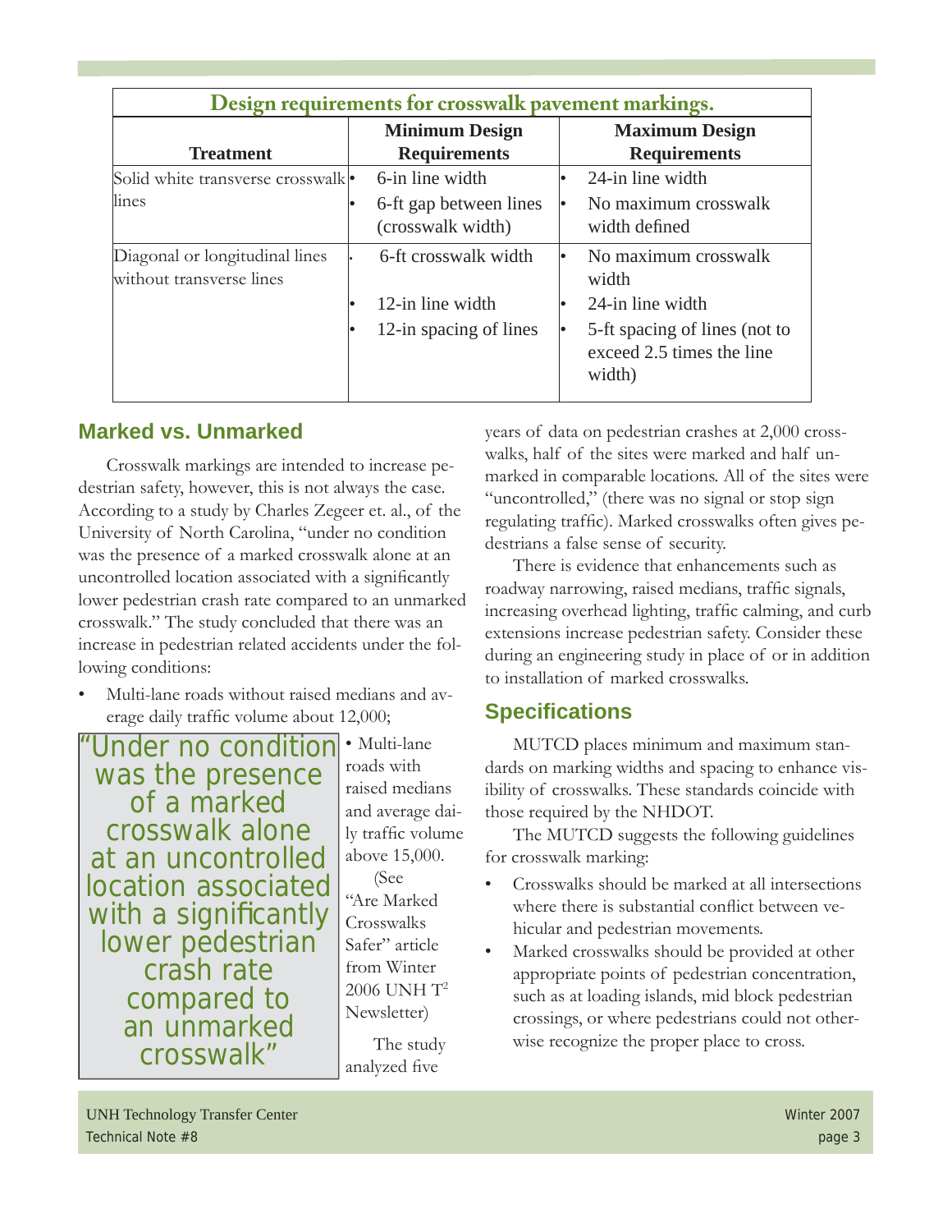**Design requirements for crosswalk pavement markings.**

| Treatment | Minimum Design Requirements | Maximum Design Requirements |
|---|---|---|
| Solid white transverse crosswalk lines | • 6-in line width<br>• 6-ft gap between lines (crosswalk width) | • 24-in line width<br>• No maximum crosswalk width defined |
| Diagonal or longitudinal lines without transverse lines | • 6-ft crosswalk width<br>• 12-in line width<br>• 12-in spacing of lines | • No maximum crosswalk width<br>• 24-in line width<br>• 5-ft spacing of lines (not to exceed 2.5 times the line width) |

## Marked vs. Unmarked

Crosswalk markings are intended to increase pedestrian safety, however, this is not always the case. According to a study by Charles Zegeer et. al., of the University of North Carolina, "under no condition was the presence of a marked crosswalk alone at an uncontrolled location associated with a significantly lower pedestrian crash rate compared to an unmarked crosswalk." The study concluded that there was an increase in pedestrian related accidents under the following conditions:

- Multi-lane roads without raised medians and average daily traffic volume about 12,000;
- Multi-lane roads with raised medians and average daily traffic volume above 15,000.

(See "Are Marked Crosswalks Safer" article from Winter 2006 UNH T[2] Newsletter)

> "Under no condition was the presence of a marked crosswalk alone at an uncontrolled location associated with a significantly lower pedestrian crash rate compared to an unmarked crosswalk"

The study analyzed five years of data on pedestrian crashes at 2,000 crosswalks, half of the sites were marked and half unmarked in comparable locations. All of the sites were "uncontrolled," (there was no signal or stop sign regulating traffic). Marked crosswalks often gives pedestrians a false sense of security.

There is evidence that enhancements such as roadway narrowing, raised medians, traffic signals, increasing overhead lighting, traffic calming, and curb extensions increase pedestrian safety. Consider these during an engineering study in place of or in addition to installation of marked crosswalks.

## Specifications

MUTCD places minimum and maximum standards on marking widths and spacing to enhance visibility of crosswalks. These standards coincide with those required by the NHDOT.

The MUTCD suggests the following guidelines for crosswalk marking:

- Crosswalks should be marked at all intersections where there is substantial conflict between vehicular and pedestrian movements.
- Marked crosswalks should be provided at other appropriate points of pedestrian concentration, such as at loading islands, mid block pedestrian crossings, or where pedestrians could not otherwise recognize the proper place to cross.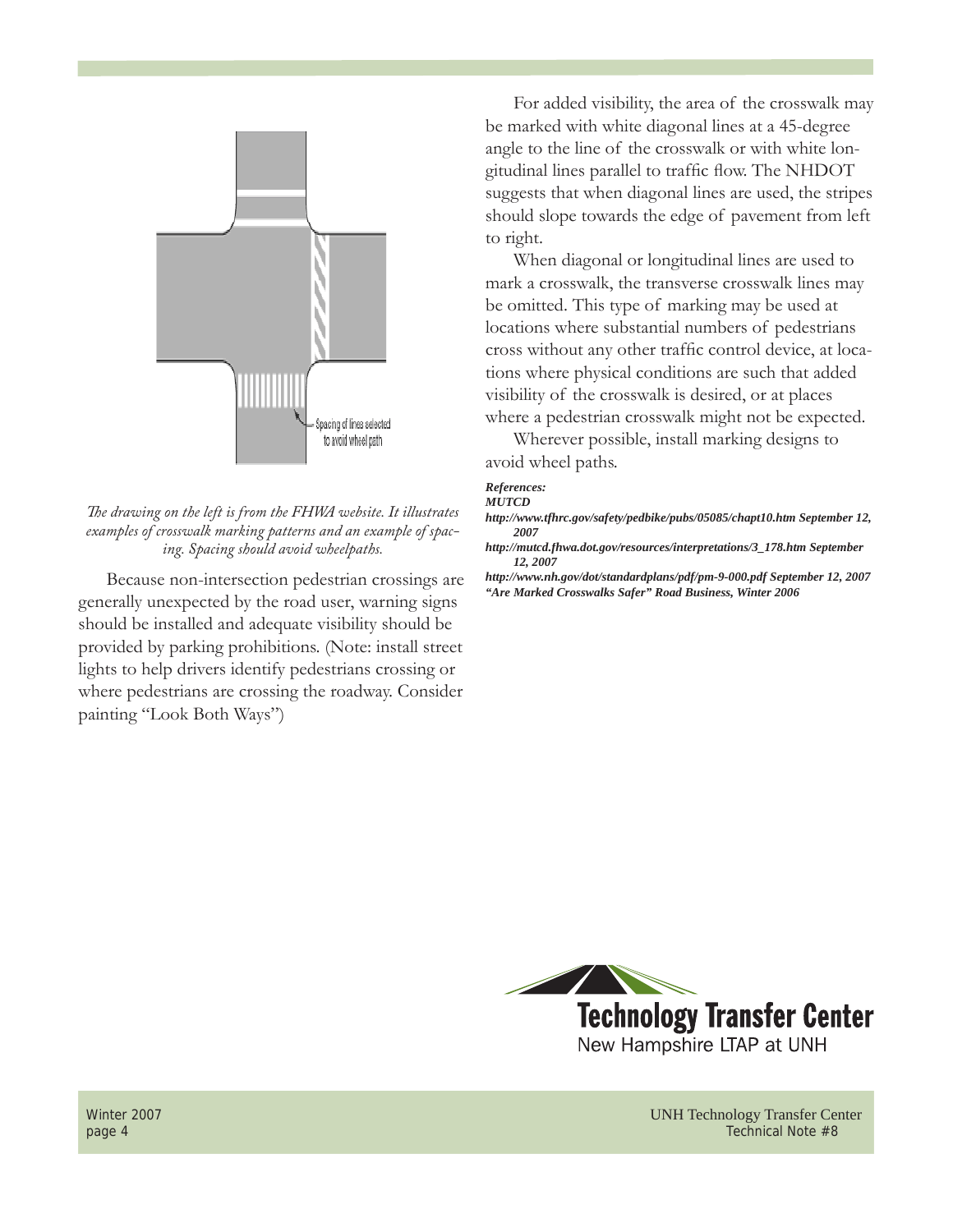Spacing of lines selected to avoid wheel path

*The drawing on the left is from the FHWA website. It illustrates examples of crosswalk marking patterns and an example of spacing. Spacing should avoid wheelpaths.*

Because non-intersection pedestrian crossings are generally unexpected by the road user, warning signs should be installed and adequate visibility should be provided by parking prohibitions. (Note: install street lights to help drivers identify pedestrians crossing or where pedestrians are crossing the roadway. Consider painting "Look Both Ways")

For added visibility, the area of the crosswalk may be marked with white diagonal lines at a 45-degree angle to the line of the crosswalk or with white longitudinal lines parallel to traffic flow. The NHDOT suggests that when diagonal lines are used, the stripes should slope towards the edge of pavement from left to right.

When diagonal or longitudinal lines are used to mark a crosswalk, the transverse crosswalk lines may be omitted. This type of marking may be used at locations where substantial numbers of pedestrians cross without any other traffic control device, at locations where physical conditions are such that added visibility of the crosswalk is desired, or at places where a pedestrian crosswalk might not be expected.

Wherever possible, install marking designs to avoid wheel paths.

***References:***

***MUTCD***

***http://www.tfhrc.gov/safety/pedbike/pubs/05085/chapt10.htm September 12, 2007***

***http://mutcd.fhwa.dot.gov/resources/interpretations/3_178.htm September 12, 2007***

***http://www.nh.gov/dot/standardplans/pdf/pm-9-000.pdf September 12, 2007***

***"Are Marked Crosswalks Safer" Road Business, Winter 2006***

**Technology Transfer Center**

New Hampshire LTAP at UNH